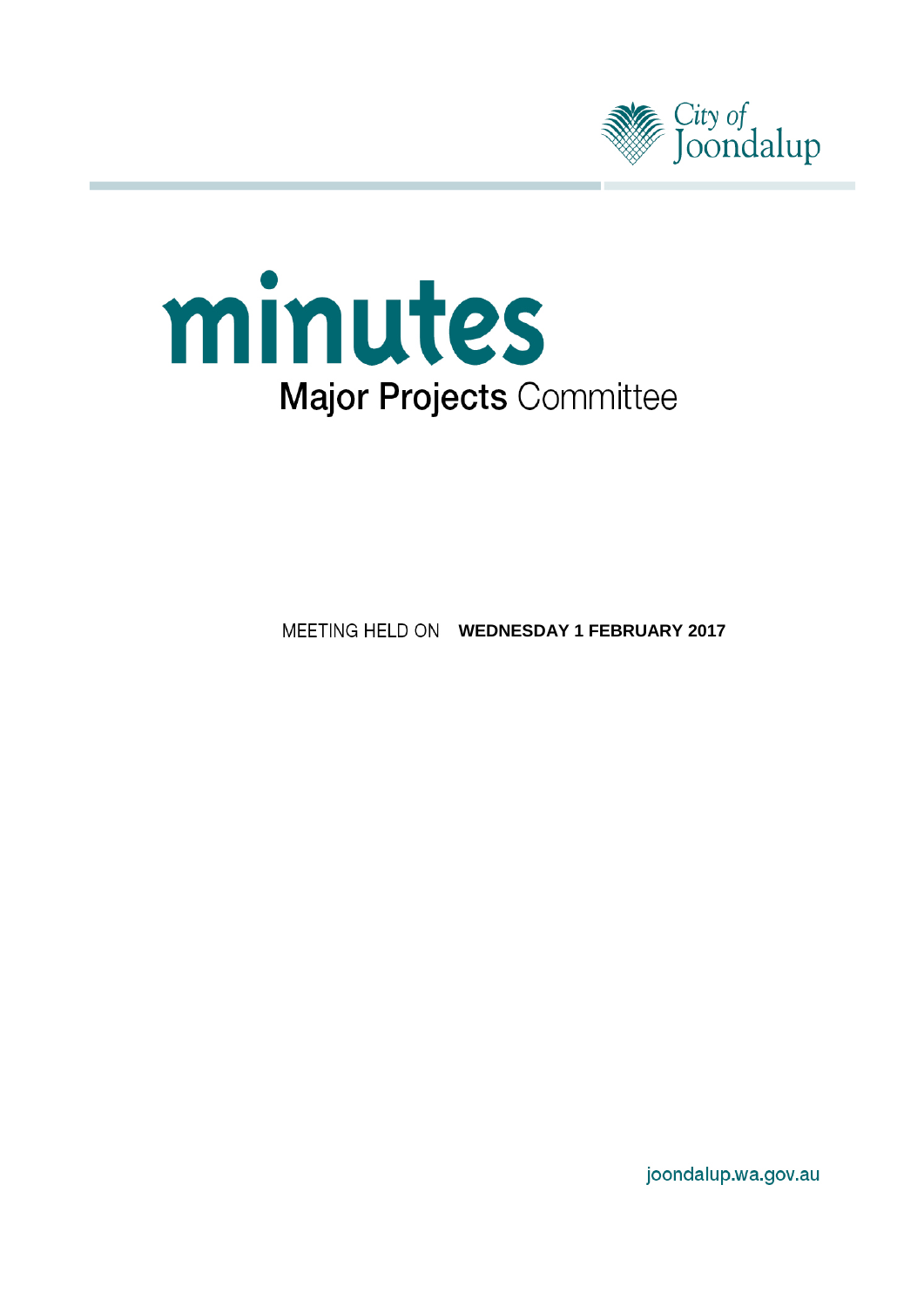City of Joondalup

# minutes

## Major Projects Committee

MEETING HELD ON **WEDNESDAY 1 FEBRUARY 2017**

joondalup.wa.gov.au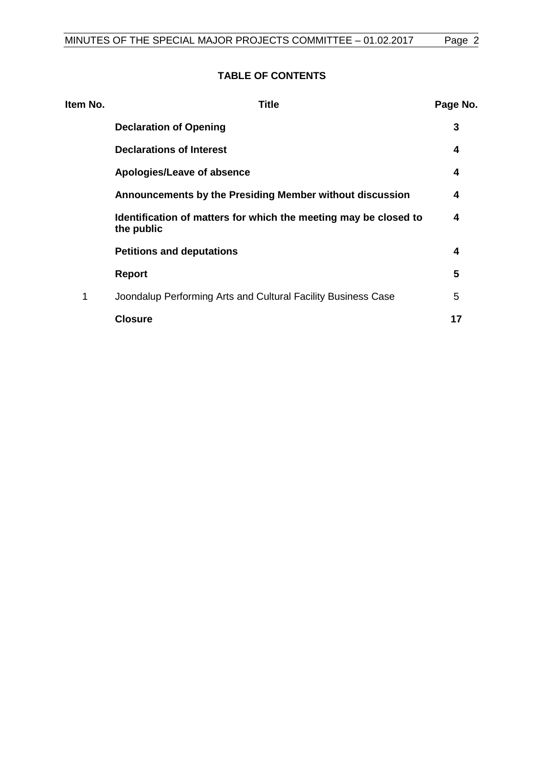## TABLE OF CONTENTS

| Item No. | Title | Page No. |
|---|---|---|
| | **Declaration of Opening** | **3** |
| | **Declarations of Interest** | **4** |
| | **Apologies/Leave of absence** | **4** |
| | **Announcements by the Presiding Member without discussion** | **4** |
| | **Identification of matters for which the meeting may be closed to the public** | **4** |
| | **Petitions and deputations** | **4** |
| | **Report** | **5** |
| 1 | Joondalup Performing Arts and Cultural Facility Business Case | 5 |
| | **Closure** | **17** |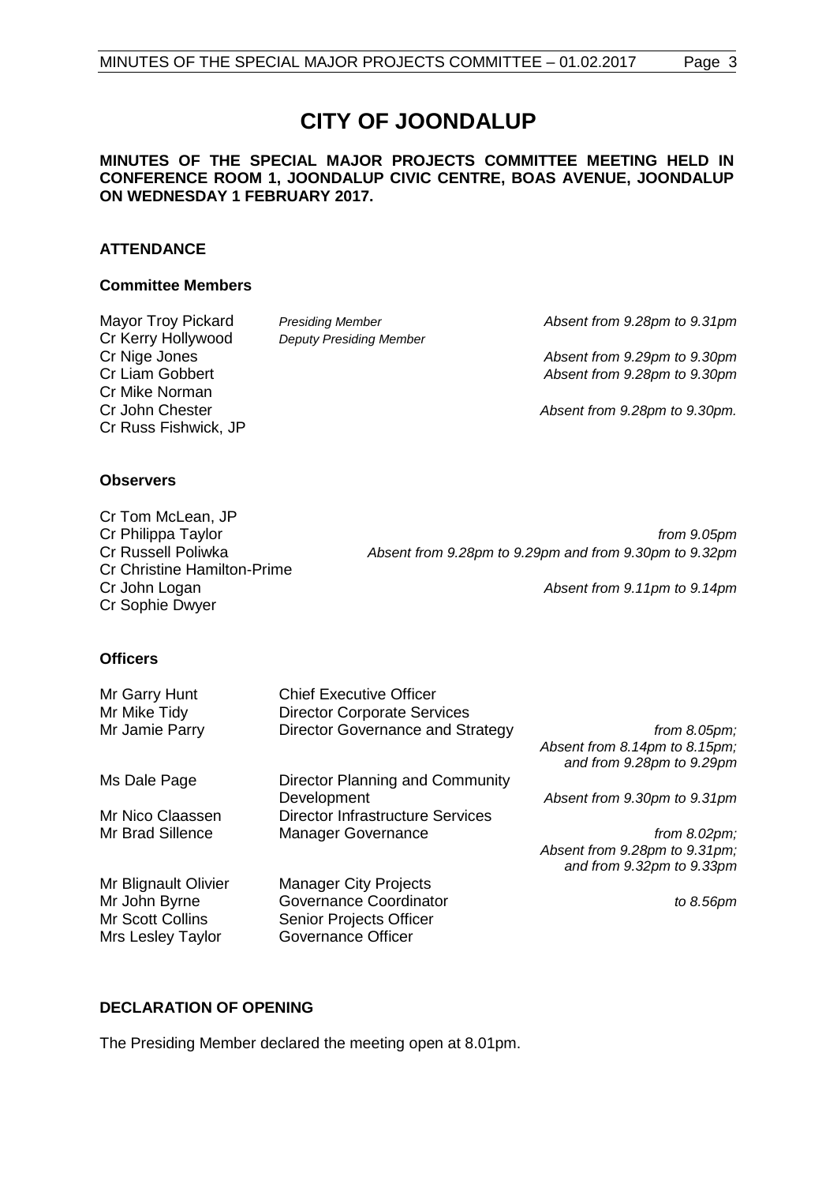# CITY OF JOONDALUP

**MINUTES OF THE SPECIAL MAJOR PROJECTS COMMITTEE MEETING HELD IN CONFERENCE ROOM 1, JOONDALUP CIVIC CENTRE, BOAS AVENUE, JOONDALUP ON WEDNESDAY 1 FEBRUARY 2017.**

## ATTENDANCE

### Committee Members

| | | |
|---|---|---|
| Mayor Troy Pickard | *Presiding Member* | *Absent from 9.28pm to 9.31pm* |
| Cr Kerry Hollywood | *Deputy Presiding Member* | |
| Cr Nige Jones | | *Absent from 9.29pm to 9.30pm* |
| Cr Liam Gobbert | | *Absent from 9.28pm to 9.30pm* |
| Cr Mike Norman | | |
| Cr John Chester | | *Absent from 9.28pm to 9.30pm.* |
| Cr Russ Fishwick, JP | | |

### Observers

| | |
|---|---|
| Cr Tom McLean, JP | |
| Cr Philippa Taylor | *from 9.05pm* |
| Cr Russell Poliwka | *Absent from 9.28pm to 9.29pm and from 9.30pm to 9.32pm* |
| Cr Christine Hamilton-Prime | |
| Cr John Logan | *Absent from 9.11pm to 9.14pm* |
| Cr Sophie Dwyer | |

### Officers

| | | |
|---|---|---|
| Mr Garry Hunt | Chief Executive Officer | |
| Mr Mike Tidy | Director Corporate Services | |
| Mr Jamie Parry | Director Governance and Strategy | *from 8.05pm; Absent from 8.14pm to 8.15pm; and from 9.28pm to 9.29pm* |
| Ms Dale Page | Director Planning and Community Development | *Absent from 9.30pm to 9.31pm* |
| Mr Nico Claassen | Director Infrastructure Services | |
| Mr Brad Sillence | Manager Governance | *from 8.02pm; Absent from 9.28pm to 9.31pm; and from 9.32pm to 9.33pm* |
| Mr Blignault Olivier | Manager City Projects | |
| Mr John Byrne | Governance Coordinator | *to 8.56pm* |
| Mr Scott Collins | Senior Projects Officer | |
| Mrs Lesley Taylor | Governance Officer | |

## DECLARATION OF OPENING

The Presiding Member declared the meeting open at 8.01pm.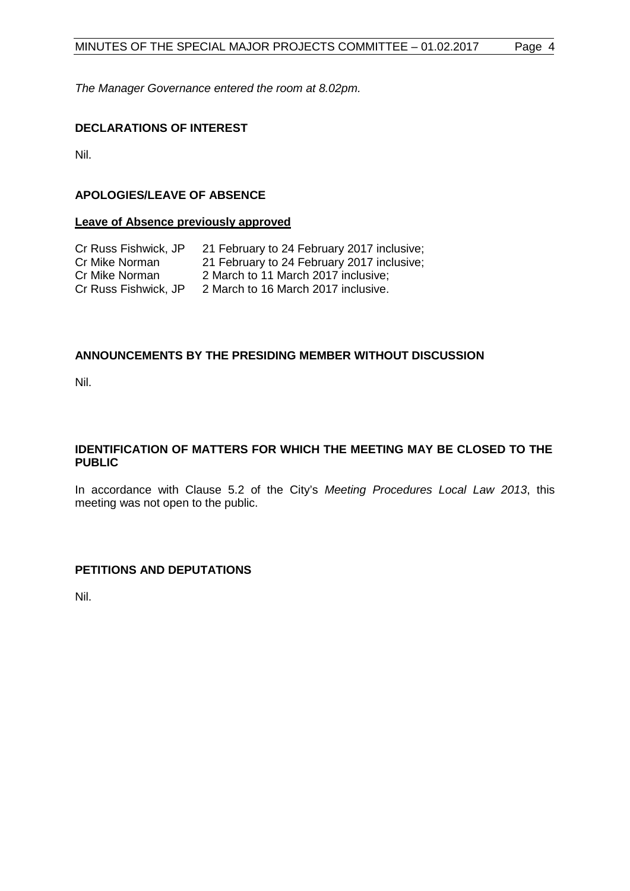*The Manager Governance entered the room at 8.02pm.*

## DECLARATIONS OF INTEREST

Nil.

## APOLOGIES/LEAVE OF ABSENCE

**Leave of Absence previously approved**

| | |
|---|---|
| Cr Russ Fishwick, JP | 21 February to 24 February 2017 inclusive; |
| Cr Mike Norman | 21 February to 24 February 2017 inclusive; |
| Cr Mike Norman | 2 March to 11 March 2017 inclusive; |
| Cr Russ Fishwick, JP | 2 March to 16 March 2017 inclusive. |

## ANNOUNCEMENTS BY THE PRESIDING MEMBER WITHOUT DISCUSSION

Nil.

## IDENTIFICATION OF MATTERS FOR WHICH THE MEETING MAY BE CLOSED TO THE PUBLIC

In accordance with Clause 5.2 of the City's *Meeting Procedures Local Law 2013*, this meeting was not open to the public.

## PETITIONS AND DEPUTATIONS

Nil.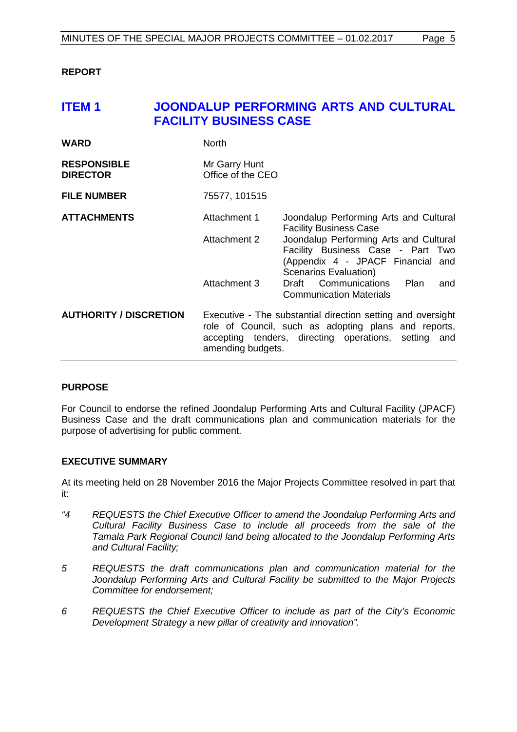**REPORT**

## ITEM 1 JOONDALUP PERFORMING ARTS AND CULTURAL FACILITY BUSINESS CASE

| | | |
|---|---|---|
| **WARD** | North | |
| **RESPONSIBLE DIRECTOR** | Mr Garry Hunt<br>Office of the CEO | |
| **FILE NUMBER** | 75577, 101515 | |
| **ATTACHMENTS** | Attachment 1 | Joondalup Performing Arts and Cultural Facility Business Case |
| | Attachment 2 | Joondalup Performing Arts and Cultural Facility Business Case - Part Two (Appendix 4 - JPACF Financial and Scenarios Evaluation) |
| | Attachment 3 | Draft Communications Plan and Communication Materials |
| **AUTHORITY / DISCRETION** | Executive - The substantial direction setting and oversight role of Council, such as adopting plans and reports, accepting tenders, directing operations, setting and amending budgets. | |

**PURPOSE**

For Council to endorse the refined Joondalup Performing Arts and Cultural Facility (JPACF) Business Case and the draft communications plan and communication materials for the purpose of advertising for public comment.

**EXECUTIVE SUMMARY**

At its meeting held on 28 November 2016 the Major Projects Committee resolved in part that it:

*"4 REQUESTS the Chief Executive Officer to amend the Joondalup Performing Arts and Cultural Facility Business Case to include all proceeds from the sale of the Tamala Park Regional Council land being allocated to the Joondalup Performing Arts and Cultural Facility;*

*5 REQUESTS the draft communications plan and communication material for the Joondalup Performing Arts and Cultural Facility be submitted to the Major Projects Committee for endorsement;*

*6 REQUESTS the Chief Executive Officer to include as part of the City's Economic Development Strategy a new pillar of creativity and innovation".*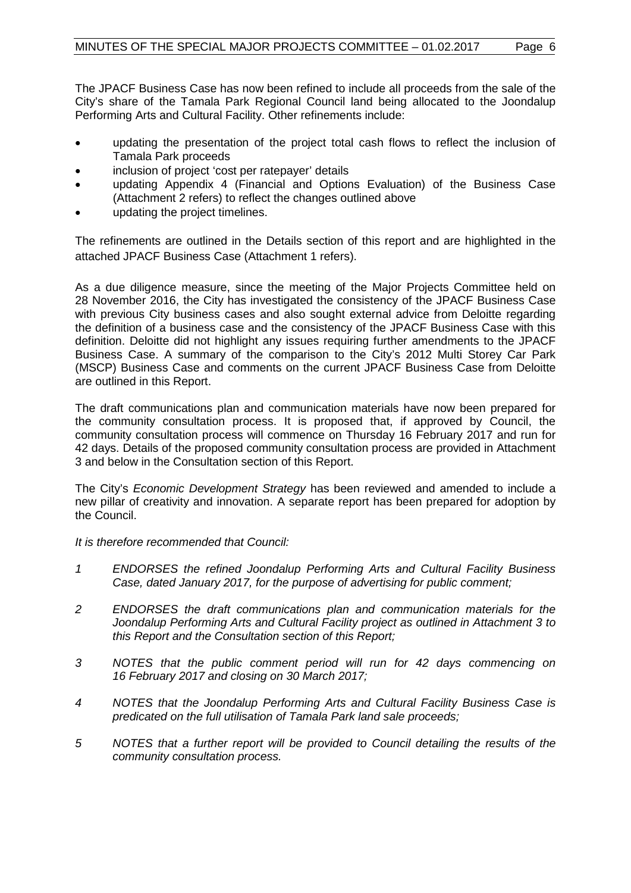The JPACF Business Case has now been refined to include all proceeds from the sale of the City's share of the Tamala Park Regional Council land being allocated to the Joondalup Performing Arts and Cultural Facility. Other refinements include:

- updating the presentation of the project total cash flows to reflect the inclusion of Tamala Park proceeds
- inclusion of project 'cost per ratepayer' details
- updating Appendix 4 (Financial and Options Evaluation) of the Business Case (Attachment 2 refers) to reflect the changes outlined above
- updating the project timelines.

The refinements are outlined in the Details section of this report and are highlighted in the attached JPACF Business Case (Attachment 1 refers).

As a due diligence measure, since the meeting of the Major Projects Committee held on 28 November 2016, the City has investigated the consistency of the JPACF Business Case with previous City business cases and also sought external advice from Deloitte regarding the definition of a business case and the consistency of the JPACF Business Case with this definition. Deloitte did not highlight any issues requiring further amendments to the JPACF Business Case. A summary of the comparison to the City's 2012 Multi Storey Car Park (MSCP) Business Case and comments on the current JPACF Business Case from Deloitte are outlined in this Report.

The draft communications plan and communication materials have now been prepared for the community consultation process. It is proposed that, if approved by Council, the community consultation process will commence on Thursday 16 February 2017 and run for 42 days. Details of the proposed community consultation process are provided in Attachment 3 and below in the Consultation section of this Report.

The City's *Economic Development Strategy* has been reviewed and amended to include a new pillar of creativity and innovation. A separate report has been prepared for adoption by the Council.

*It is therefore recommended that Council:*

1. *ENDORSES the refined Joondalup Performing Arts and Cultural Facility Business Case, dated January 2017, for the purpose of advertising for public comment;*
2. *ENDORSES the draft communications plan and communication materials for the Joondalup Performing Arts and Cultural Facility project as outlined in Attachment 3 to this Report and the Consultation section of this Report;*
3. *NOTES that the public comment period will run for 42 days commencing on 16 February 2017 and closing on 30 March 2017;*
4. *NOTES that the Joondalup Performing Arts and Cultural Facility Business Case is predicated on the full utilisation of Tamala Park land sale proceeds;*
5. *NOTES that a further report will be provided to Council detailing the results of the community consultation process.*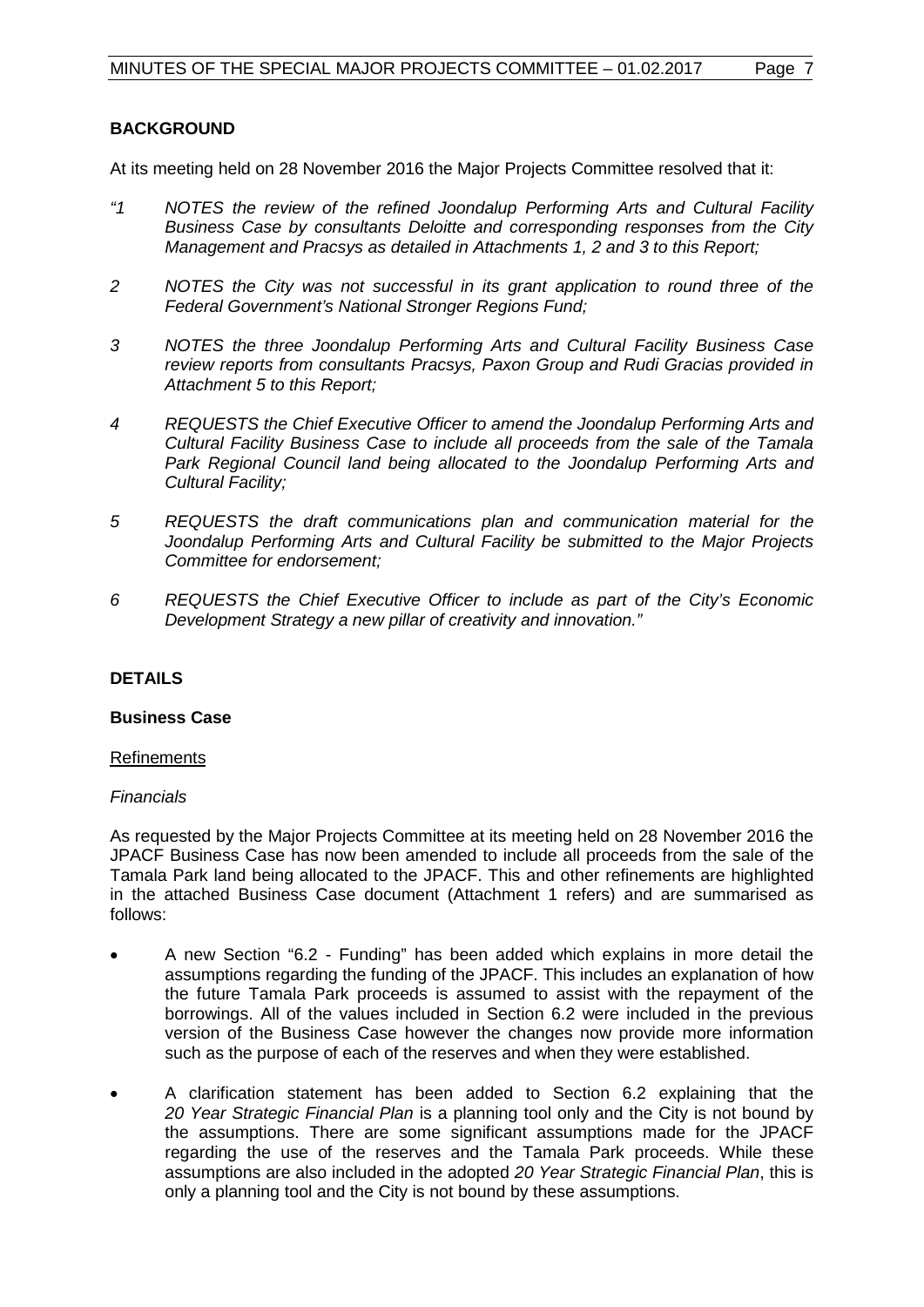## BACKGROUND

At its meeting held on 28 November 2016 the Major Projects Committee resolved that it:

*"1 NOTES the review of the refined Joondalup Performing Arts and Cultural Facility Business Case by consultants Deloitte and corresponding responses from the City Management and Pracsys as detailed in Attachments 1, 2 and 3 to this Report;*

*2 NOTES the City was not successful in its grant application to round three of the Federal Government's National Stronger Regions Fund;*

*3 NOTES the three Joondalup Performing Arts and Cultural Facility Business Case review reports from consultants Pracsys, Paxon Group and Rudi Gracias provided in Attachment 5 to this Report;*

*4 REQUESTS the Chief Executive Officer to amend the Joondalup Performing Arts and Cultural Facility Business Case to include all proceeds from the sale of the Tamala Park Regional Council land being allocated to the Joondalup Performing Arts and Cultural Facility;*

*5 REQUESTS the draft communications plan and communication material for the Joondalup Performing Arts and Cultural Facility be submitted to the Major Projects Committee for endorsement;*

*6 REQUESTS the Chief Executive Officer to include as part of the City's Economic Development Strategy a new pillar of creativity and innovation."*

## DETAILS

### Business Case

<u>Refinements</u>

*Financials*

As requested by the Major Projects Committee at its meeting held on 28 November 2016 the JPACF Business Case has now been amended to include all proceeds from the sale of the Tamala Park land being allocated to the JPACF. This and other refinements are highlighted in the attached Business Case document (Attachment 1 refers) and are summarised as follows:

- A new Section "6.2 - Funding" has been added which explains in more detail the assumptions regarding the funding of the JPACF. This includes an explanation of how the future Tamala Park proceeds is assumed to assist with the repayment of the borrowings. All of the values included in Section 6.2 were included in the previous version of the Business Case however the changes now provide more information such as the purpose of each of the reserves and when they were established.
- A clarification statement has been added to Section 6.2 explaining that the *20 Year Strategic Financial Plan* is a planning tool only and the City is not bound by the assumptions. There are some significant assumptions made for the JPACF regarding the use of the reserves and the Tamala Park proceeds. While these assumptions are also included in the adopted *20 Year Strategic Financial Plan*, this is only a planning tool and the City is not bound by these assumptions.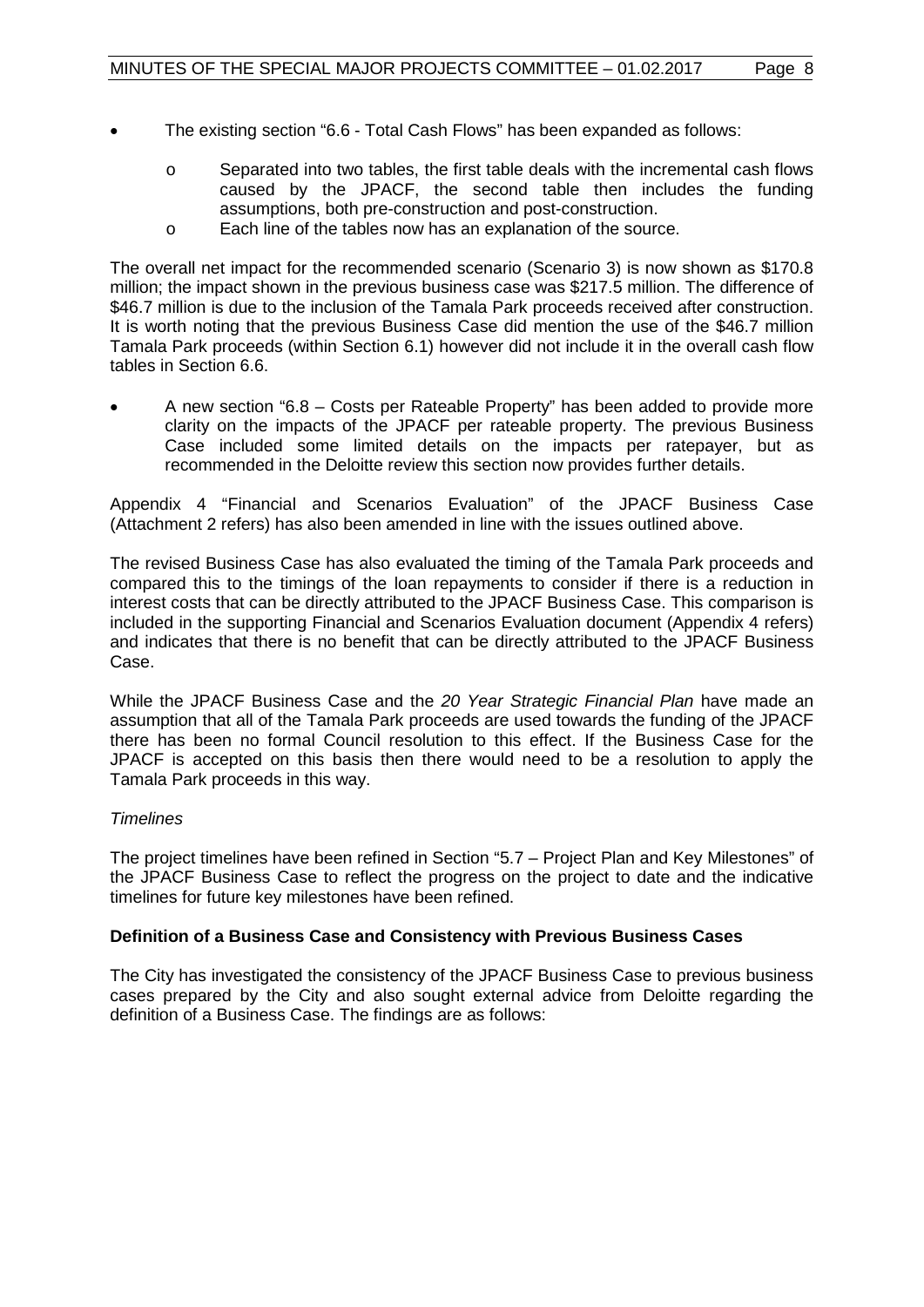- The existing section "6.6 - Total Cash Flows" has been expanded as follows:
    - Separated into two tables, the first table deals with the incremental cash flows caused by the JPACF, the second table then includes the funding assumptions, both pre-construction and post-construction.
    - Each line of the tables now has an explanation of the source.

The overall net impact for the recommended scenario (Scenario 3) is now shown as $170.8 million; the impact shown in the previous business case was $217.5 million. The difference of $46.7 million is due to the inclusion of the Tamala Park proceeds received after construction. It is worth noting that the previous Business Case did mention the use of the $46.7 million Tamala Park proceeds (within Section 6.1) however did not include it in the overall cash flow tables in Section 6.6.

- A new section "6.8 – Costs per Rateable Property" has been added to provide more clarity on the impacts of the JPACF per rateable property. The previous Business Case included some limited details on the impacts per ratepayer, but as recommended in the Deloitte review this section now provides further details.

Appendix 4 "Financial and Scenarios Evaluation" of the JPACF Business Case (Attachment 2 refers) has also been amended in line with the issues outlined above.

The revised Business Case has also evaluated the timing of the Tamala Park proceeds and compared this to the timings of the loan repayments to consider if there is a reduction in interest costs that can be directly attributed to the JPACF Business Case. This comparison is included in the supporting Financial and Scenarios Evaluation document (Appendix 4 refers) and indicates that there is no benefit that can be directly attributed to the JPACF Business Case.

While the JPACF Business Case and the *20 Year Strategic Financial Plan* have made an assumption that all of the Tamala Park proceeds are used towards the funding of the JPACF there has been no formal Council resolution to this effect. If the Business Case for the JPACF is accepted on this basis then there would need to be a resolution to apply the Tamala Park proceeds in this way.

*Timelines*

The project timelines have been refined in Section "5.7 – Project Plan and Key Milestones" of the JPACF Business Case to reflect the progress on the project to date and the indicative timelines for future key milestones have been refined.

**Definition of a Business Case and Consistency with Previous Business Cases**

The City has investigated the consistency of the JPACF Business Case to previous business cases prepared by the City and also sought external advice from Deloitte regarding the definition of a Business Case. The findings are as follows: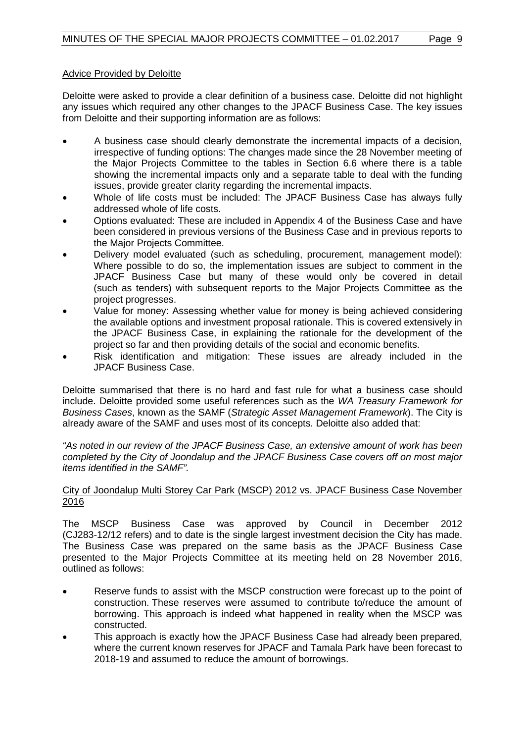Advice Provided by Deloitte

Deloitte were asked to provide a clear definition of a business case. Deloitte did not highlight any issues which required any other changes to the JPACF Business Case. The key issues from Deloitte and their supporting information are as follows:

- A business case should clearly demonstrate the incremental impacts of a decision, irrespective of funding options: The changes made since the 28 November meeting of the Major Projects Committee to the tables in Section 6.6 where there is a table showing the incremental impacts only and a separate table to deal with the funding issues, provide greater clarity regarding the incremental impacts.
- Whole of life costs must be included: The JPACF Business Case has always fully addressed whole of life costs.
- Options evaluated: These are included in Appendix 4 of the Business Case and have been considered in previous versions of the Business Case and in previous reports to the Major Projects Committee.
- Delivery model evaluated (such as scheduling, procurement, management model): Where possible to do so, the implementation issues are subject to comment in the JPACF Business Case but many of these would only be covered in detail (such as tenders) with subsequent reports to the Major Projects Committee as the project progresses.
- Value for money: Assessing whether value for money is being achieved considering the available options and investment proposal rationale. This is covered extensively in the JPACF Business Case, in explaining the rationale for the development of the project so far and then providing details of the social and economic benefits.
- Risk identification and mitigation: These issues are already included in the JPACF Business Case.

Deloitte summarised that there is no hard and fast rule for what a business case should include. Deloitte provided some useful references such as the *WA Treasury Framework for Business Cases*, known as the SAMF (*Strategic Asset Management Framework*). The City is already aware of the SAMF and uses most of its concepts. Deloitte also added that:

*"As noted in our review of the JPACF Business Case, an extensive amount of work has been completed by the City of Joondalup and the JPACF Business Case covers off on most major items identified in the SAMF".*

City of Joondalup Multi Storey Car Park (MSCP) 2012 vs. JPACF Business Case November 2016

The MSCP Business Case was approved by Council in December 2012 (CJ283-12/12 refers) and to date is the single largest investment decision the City has made. The Business Case was prepared on the same basis as the JPACF Business Case presented to the Major Projects Committee at its meeting held on 28 November 2016, outlined as follows:

- Reserve funds to assist with the MSCP construction were forecast up to the point of construction. These reserves were assumed to contribute to/reduce the amount of borrowing. This approach is indeed what happened in reality when the MSCP was constructed.
- This approach is exactly how the JPACF Business Case had already been prepared, where the current known reserves for JPACF and Tamala Park have been forecast to 2018-19 and assumed to reduce the amount of borrowings.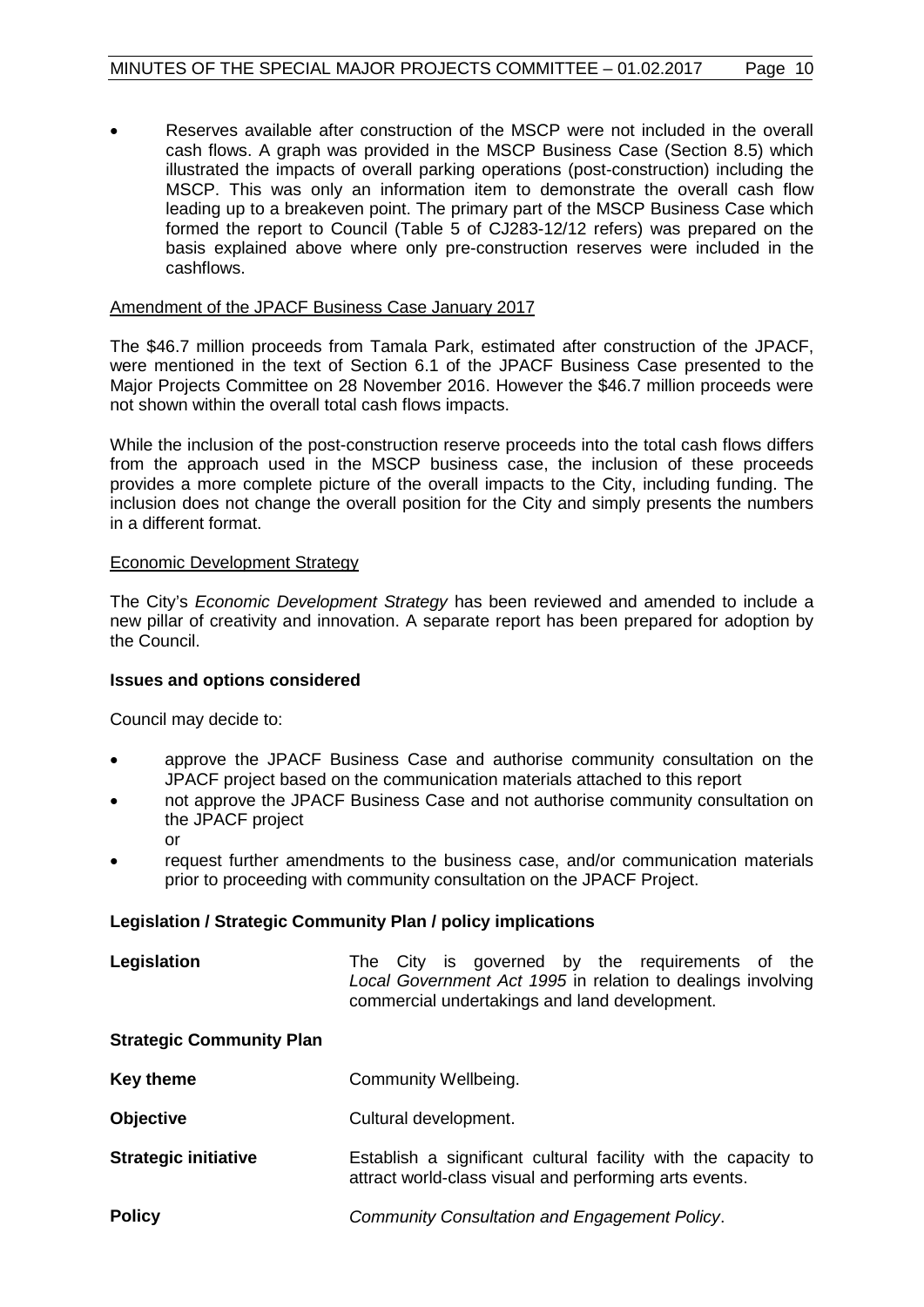- Reserves available after construction of the MSCP were not included in the overall cash flows. A graph was provided in the MSCP Business Case (Section 8.5) which illustrated the impacts of overall parking operations (post-construction) including the MSCP. This was only an information item to demonstrate the overall cash flow leading up to a breakeven point. The primary part of the MSCP Business Case which formed the report to Council (Table 5 of CJ283-12/12 refers) was prepared on the basis explained above where only pre-construction reserves were included in the cashflows.

Amendment of the JPACF Business Case January 2017

The $46.7 million proceeds from Tamala Park, estimated after construction of the JPACF, were mentioned in the text of Section 6.1 of the JPACF Business Case presented to the Major Projects Committee on 28 November 2016. However the $46.7 million proceeds were not shown within the overall total cash flows impacts.

While the inclusion of the post-construction reserve proceeds into the total cash flows differs from the approach used in the MSCP business case, the inclusion of these proceeds provides a more complete picture of the overall impacts to the City, including funding. The inclusion does not change the overall position for the City and simply presents the numbers in a different format.

Economic Development Strategy

The City's *Economic Development Strategy* has been reviewed and amended to include a new pillar of creativity and innovation. A separate report has been prepared for adoption by the Council.

**Issues and options considered**

Council may decide to:

- approve the JPACF Business Case and authorise community consultation on the JPACF project based on the communication materials attached to this report
- not approve the JPACF Business Case and not authorise community consultation on the JPACF project
  or
- request further amendments to the business case, and/or communication materials prior to proceeding with community consultation on the JPACF Project.

**Legislation / Strategic Community Plan / policy implications**

| | |
|---|---|
| **Legislation** | The City is governed by the requirements of the *Local Government Act 1995* in relation to dealings involving commercial undertakings and land development. |
| **Strategic Community Plan** | |
| **Key theme** | Community Wellbeing. |
| **Objective** | Cultural development. |
| **Strategic initiative** | Establish a significant cultural facility with the capacity to attract world-class visual and performing arts events. |
| **Policy** | *Community Consultation and Engagement Policy*. |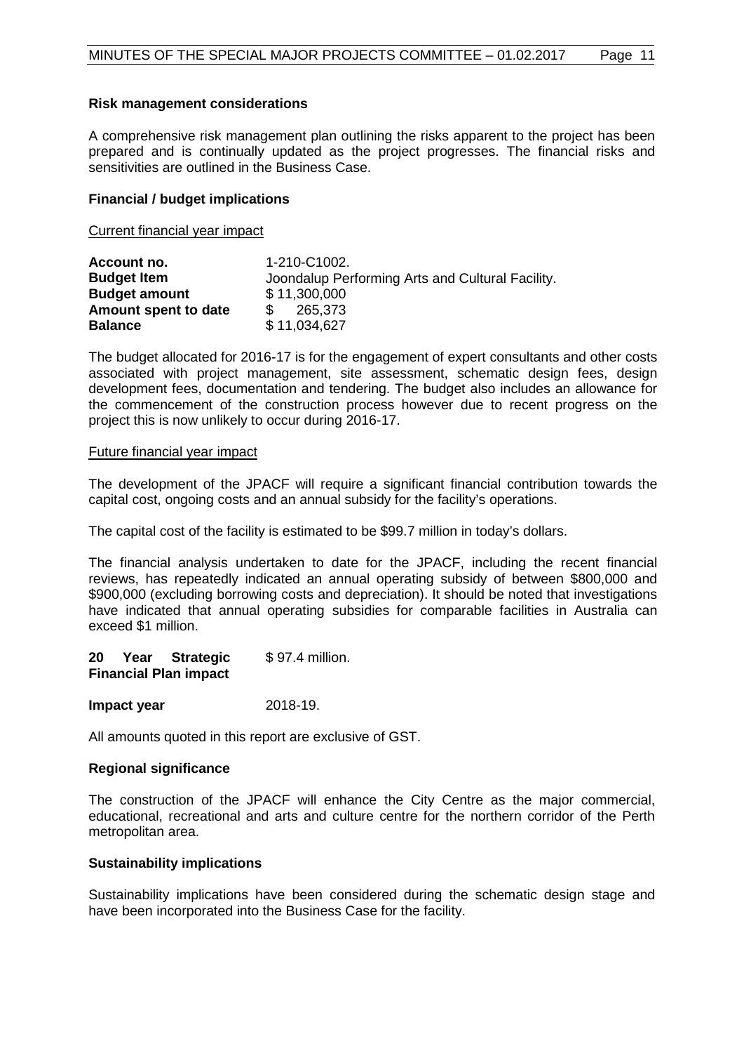**Risk management considerations**

A comprehensive risk management plan outlining the risks apparent to the project has been prepared and is continually updated as the project progresses. The financial risks and sensitivities are outlined in the Business Case.

**Financial / budget implications**

Current financial year impact

| | |
|---|---|
| **Account no.** | 1-210-C1002. |
| **Budget Item** | Joondalup Performing Arts and Cultural Facility. |
| **Budget amount** | $ 11,300,000 |
| **Amount spent to date** | $ 265,373 |
| **Balance** | $ 11,034,627 |

The budget allocated for 2016-17 is for the engagement of expert consultants and other costs associated with project management, site assessment, schematic design fees, design development fees, documentation and tendering. The budget also includes an allowance for the commencement of the construction process however due to recent progress on the project this is now unlikely to occur during 2016-17.

Future financial year impact

The development of the JPACF will require a significant financial contribution towards the capital cost, ongoing costs and an annual subsidy for the facility's operations.

The capital cost of the facility is estimated to be $99.7 million in today's dollars.

The financial analysis undertaken to date for the JPACF, including the recent financial reviews, has repeatedly indicated an annual operating subsidy of between $800,000 and $900,000 (excluding borrowing costs and depreciation). It should be noted that investigations have indicated that annual operating subsidies for comparable facilities in Australia can exceed $1 million.

| | |
|---|---|
| **20 Year Strategic Financial Plan impact** | $ 97.4 million. |
| **Impact year** | 2018-19. |

All amounts quoted in this report are exclusive of GST.

**Regional significance**

The construction of the JPACF will enhance the City Centre as the major commercial, educational, recreational and arts and culture centre for the northern corridor of the Perth metropolitan area.

**Sustainability implications**

Sustainability implications have been considered during the schematic design stage and have been incorporated into the Business Case for the facility.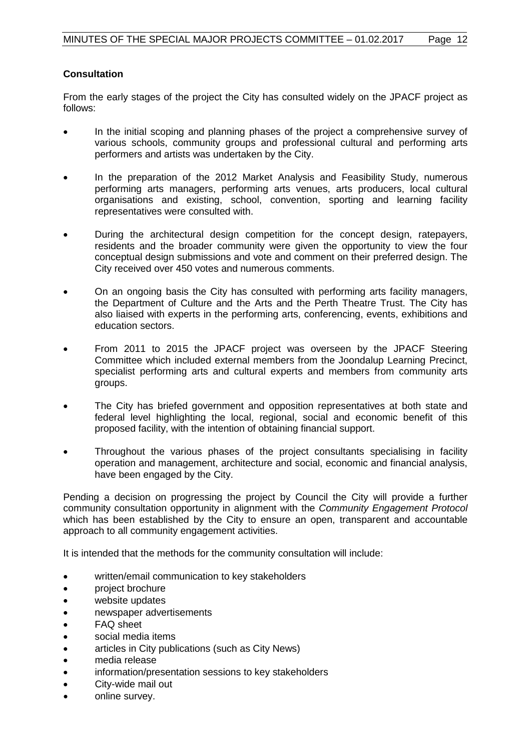**Consultation**

From the early stages of the project the City has consulted widely on the JPACF project as follows:

- In the initial scoping and planning phases of the project a comprehensive survey of various schools, community groups and professional cultural and performing arts performers and artists was undertaken by the City.
- In the preparation of the 2012 Market Analysis and Feasibility Study, numerous performing arts managers, performing arts venues, arts producers, local cultural organisations and existing, school, convention, sporting and learning facility representatives were consulted with.
- During the architectural design competition for the concept design, ratepayers, residents and the broader community were given the opportunity to view the four conceptual design submissions and vote and comment on their preferred design. The City received over 450 votes and numerous comments.
- On an ongoing basis the City has consulted with performing arts facility managers, the Department of Culture and the Arts and the Perth Theatre Trust. The City has also liaised with experts in the performing arts, conferencing, events, exhibitions and education sectors.
- From 2011 to 2015 the JPACF project was overseen by the JPACF Steering Committee which included external members from the Joondalup Learning Precinct, specialist performing arts and cultural experts and members from community arts groups.
- The City has briefed government and opposition representatives at both state and federal level highlighting the local, regional, social and economic benefit of this proposed facility, with the intention of obtaining financial support.
- Throughout the various phases of the project consultants specialising in facility operation and management, architecture and social, economic and financial analysis, have been engaged by the City.

Pending a decision on progressing the project by Council the City will provide a further community consultation opportunity in alignment with the *Community Engagement Protocol* which has been established by the City to ensure an open, transparent and accountable approach to all community engagement activities.

It is intended that the methods for the community consultation will include:

- written/email communication to key stakeholders
- project brochure
- website updates
- newspaper advertisements
- FAQ sheet
- social media items
- articles in City publications (such as City News)
- media release
- information/presentation sessions to key stakeholders
- City-wide mail out
- online survey.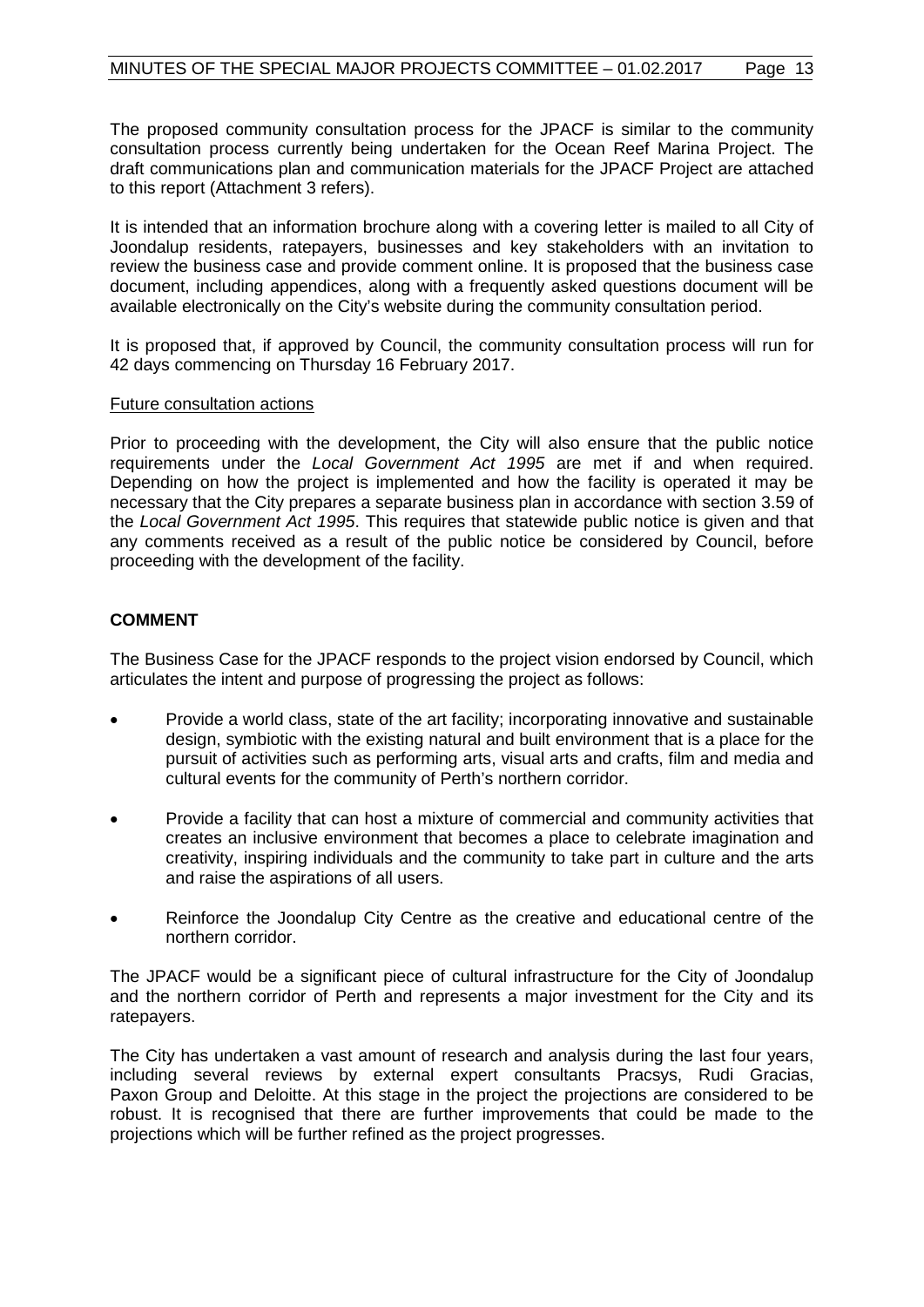The proposed community consultation process for the JPACF is similar to the community consultation process currently being undertaken for the Ocean Reef Marina Project. The draft communications plan and communication materials for the JPACF Project are attached to this report (Attachment 3 refers).

It is intended that an information brochure along with a covering letter is mailed to all City of Joondalup residents, ratepayers, businesses and key stakeholders with an invitation to review the business case and provide comment online. It is proposed that the business case document, including appendices, along with a frequently asked questions document will be available electronically on the City's website during the community consultation period.

It is proposed that, if approved by Council, the community consultation process will run for 42 days commencing on Thursday 16 February 2017.

<u>Future consultation actions</u>

Prior to proceeding with the development, the City will also ensure that the public notice requirements under the *Local Government Act 1995* are met if and when required. Depending on how the project is implemented and how the facility is operated it may be necessary that the City prepares a separate business plan in accordance with section 3.59 of the *Local Government Act 1995*. This requires that statewide public notice is given and that any comments received as a result of the public notice be considered by Council, before proceeding with the development of the facility.

## COMMENT

The Business Case for the JPACF responds to the project vision endorsed by Council, which articulates the intent and purpose of progressing the project as follows:

- Provide a world class, state of the art facility; incorporating innovative and sustainable design, symbiotic with the existing natural and built environment that is a place for the pursuit of activities such as performing arts, visual arts and crafts, film and media and cultural events for the community of Perth's northern corridor.
- Provide a facility that can host a mixture of commercial and community activities that creates an inclusive environment that becomes a place to celebrate imagination and creativity, inspiring individuals and the community to take part in culture and the arts and raise the aspirations of all users.
- Reinforce the Joondalup City Centre as the creative and educational centre of the northern corridor.

The JPACF would be a significant piece of cultural infrastructure for the City of Joondalup and the northern corridor of Perth and represents a major investment for the City and its ratepayers.

The City has undertaken a vast amount of research and analysis during the last four years, including several reviews by external expert consultants Pracsys, Rudi Gracias, Paxon Group and Deloitte. At this stage in the project the projections are considered to be robust. It is recognised that there are further improvements that could be made to the projections which will be further refined as the project progresses.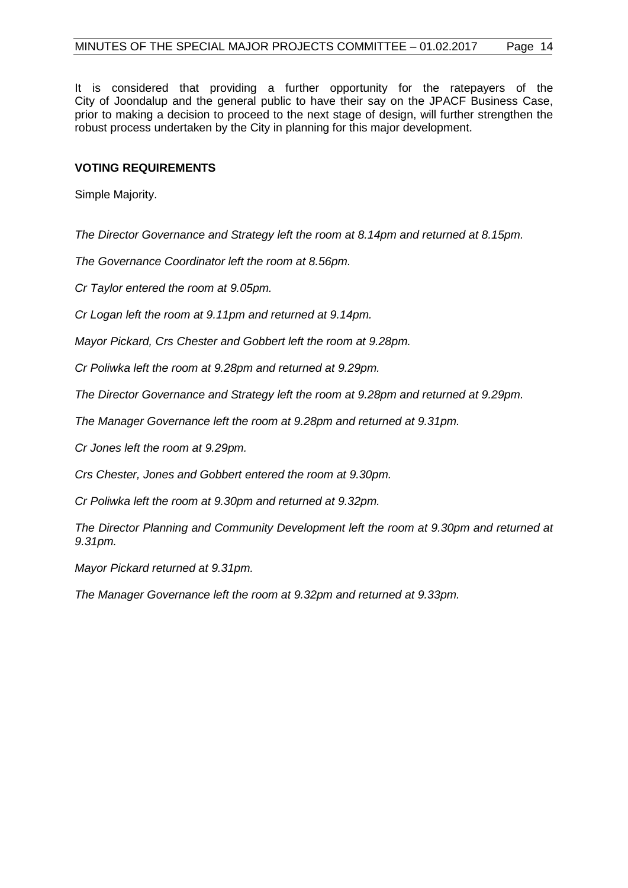It is considered that providing a further opportunity for the ratepayers of the City of Joondalup and the general public to have their say on the JPACF Business Case, prior to making a decision to proceed to the next stage of design, will further strengthen the robust process undertaken by the City in planning for this major development.

**VOTING REQUIREMENTS**

Simple Majority.

*The Director Governance and Strategy left the room at 8.14pm and returned at 8.15pm.*

*The Governance Coordinator left the room at 8.56pm.*

*Cr Taylor entered the room at 9.05pm.*

*Cr Logan left the room at 9.11pm and returned at 9.14pm.*

*Mayor Pickard, Crs Chester and Gobbert left the room at 9.28pm.*

*Cr Poliwka left the room at 9.28pm and returned at 9.29pm.*

*The Director Governance and Strategy left the room at 9.28pm and returned at 9.29pm.*

*The Manager Governance left the room at 9.28pm and returned at 9.31pm.*

*Cr Jones left the room at 9.29pm.*

*Crs Chester, Jones and Gobbert entered the room at 9.30pm.*

*Cr Poliwka left the room at 9.30pm and returned at 9.32pm.*

*The Director Planning and Community Development left the room at 9.30pm and returned at 9.31pm.*

*Mayor Pickard returned at 9.31pm.*

*The Manager Governance left the room at 9.32pm and returned at 9.33pm.*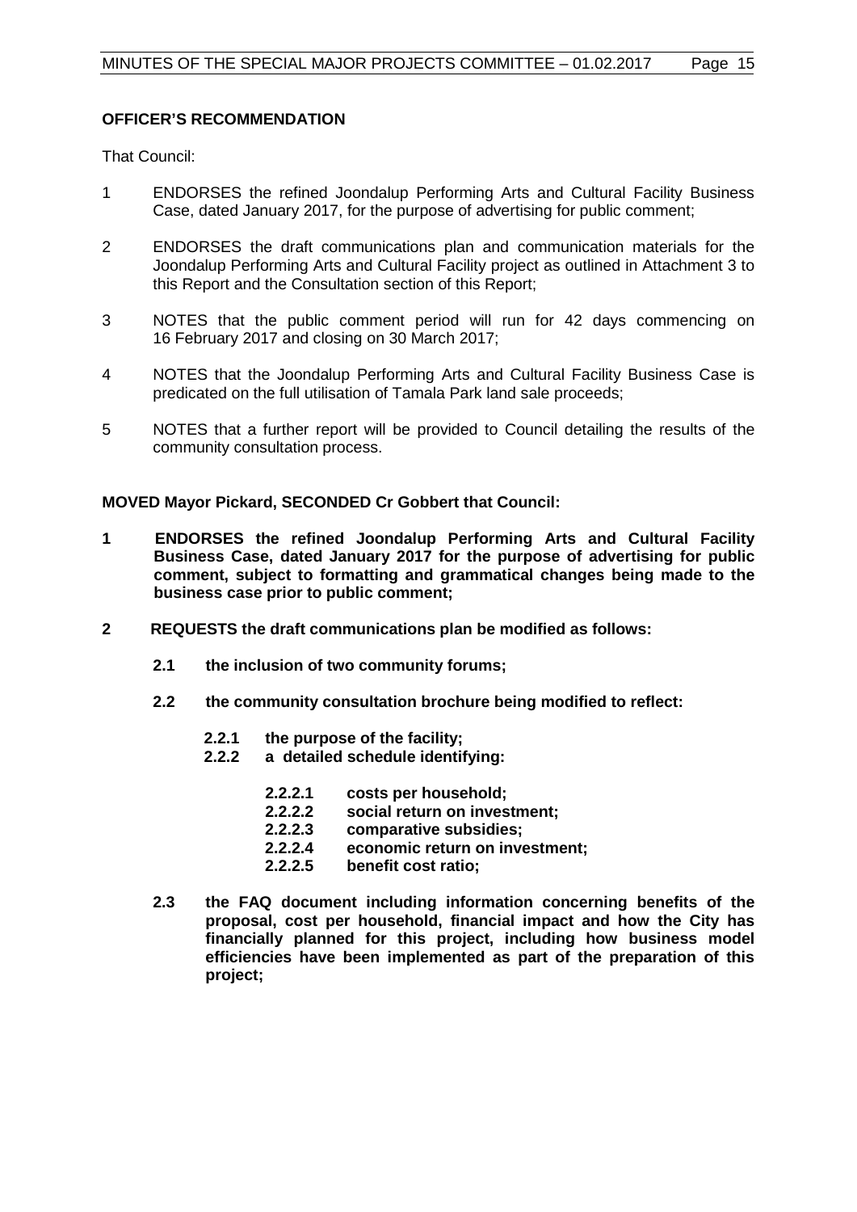**OFFICER'S RECOMMENDATION**

That Council:

1 ENDORSES the refined Joondalup Performing Arts and Cultural Facility Business Case, dated January 2017, for the purpose of advertising for public comment;

2 ENDORSES the draft communications plan and communication materials for the Joondalup Performing Arts and Cultural Facility project as outlined in Attachment 3 to this Report and the Consultation section of this Report;

3 NOTES that the public comment period will run for 42 days commencing on 16 February 2017 and closing on 30 March 2017;

4 NOTES that the Joondalup Performing Arts and Cultural Facility Business Case is predicated on the full utilisation of Tamala Park land sale proceeds;

5 NOTES that a further report will be provided to Council detailing the results of the community consultation process.

**MOVED Mayor Pickard, SECONDED Cr Gobbert that Council:**

**1 ENDORSES the refined Joondalup Performing Arts and Cultural Facility Business Case, dated January 2017 for the purpose of advertising for public comment, subject to formatting and grammatical changes being made to the business case prior to public comment;**

**2 REQUESTS the draft communications plan be modified as follows:**

**2.1 the inclusion of two community forums;**

**2.2 the community consultation brochure being modified to reflect:**

**2.2.1 the purpose of the facility;**

**2.2.2 a detailed schedule identifying:**

**2.2.2.1 costs per household;**

**2.2.2.2 social return on investment;**

**2.2.2.3 comparative subsidies;**

**2.2.2.4 economic return on investment;**

**2.2.2.5 benefit cost ratio;**

**2.3 the FAQ document including information concerning benefits of the proposal, cost per household, financial impact and how the City has financially planned for this project, including how business model efficiencies have been implemented as part of the preparation of this project;**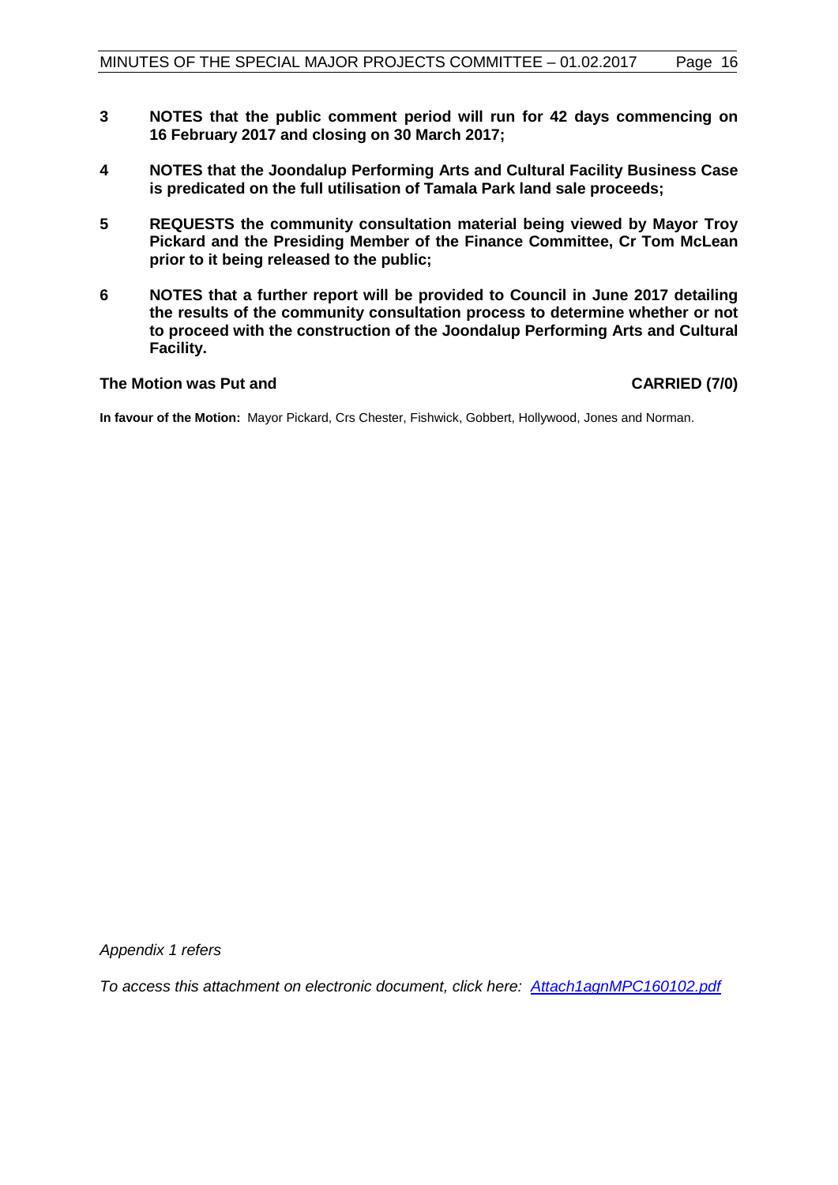**3 NOTES that the public comment period will run for 42 days commencing on 16 February 2017 and closing on 30 March 2017;**

**4 NOTES that the Joondalup Performing Arts and Cultural Facility Business Case is predicated on the full utilisation of Tamala Park land sale proceeds;**

**5 REQUESTS the community consultation material being viewed by Mayor Troy Pickard and the Presiding Member of the Finance Committee, Cr Tom McLean prior to it being released to the public;**

**6 NOTES that a further report will be provided to Council in June 2017 detailing the results of the community consultation process to determine whether or not to proceed with the construction of the Joondalup Performing Arts and Cultural Facility.**

**The Motion was Put and CARRIED (7/0)**

**In favour of the Motion:** Mayor Pickard, Crs Chester, Fishwick, Gobbert, Hollywood, Jones and Norman.

*Appendix 1 refers*

*To access this attachment on electronic document, click here: Attach1agnMPC160102.pdf*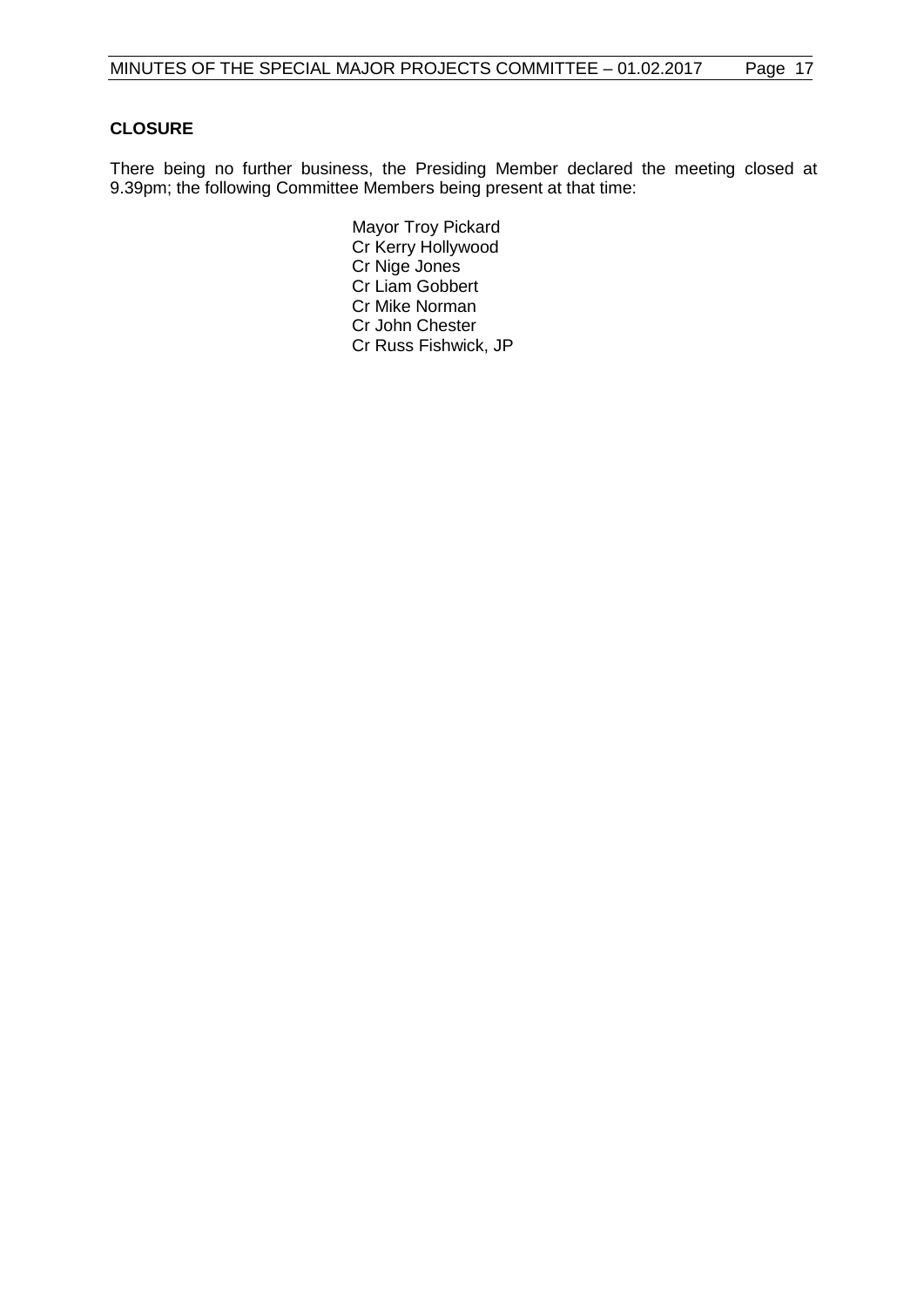**CLOSURE**

There being no further business, the Presiding Member declared the meeting closed at 9.39pm; the following Committee Members being present at that time:

Mayor Troy Pickard
Cr Kerry Hollywood
Cr Nige Jones
Cr Liam Gobbert
Cr Mike Norman
Cr John Chester
Cr Russ Fishwick, JP